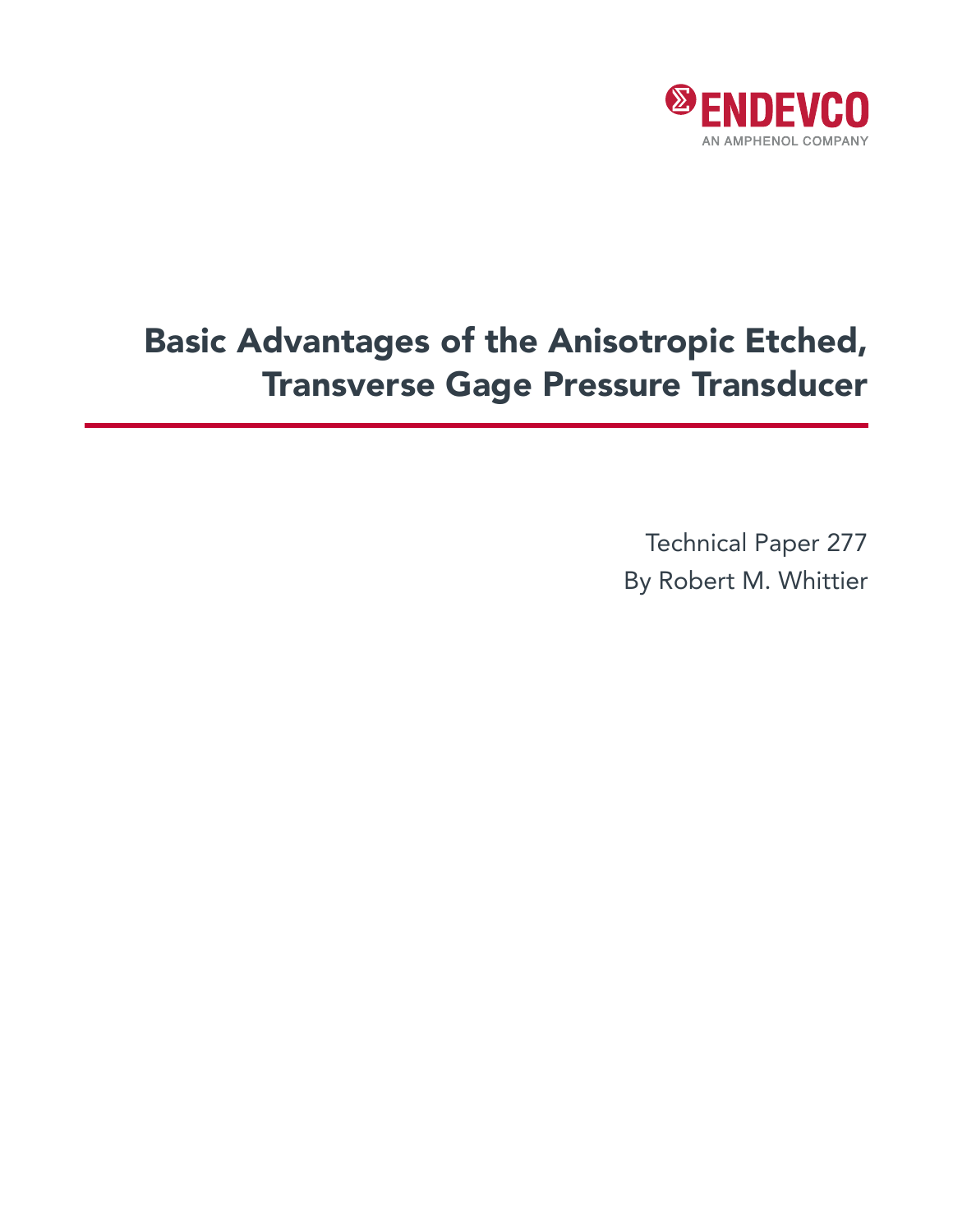ENDEVCO

AN AMPHENOL COMPANY

# Basic Advantages of the Anisotropic Etched, Transverse Gage Pressure Transducer

Technical Paper 277

By Robert M. Whittier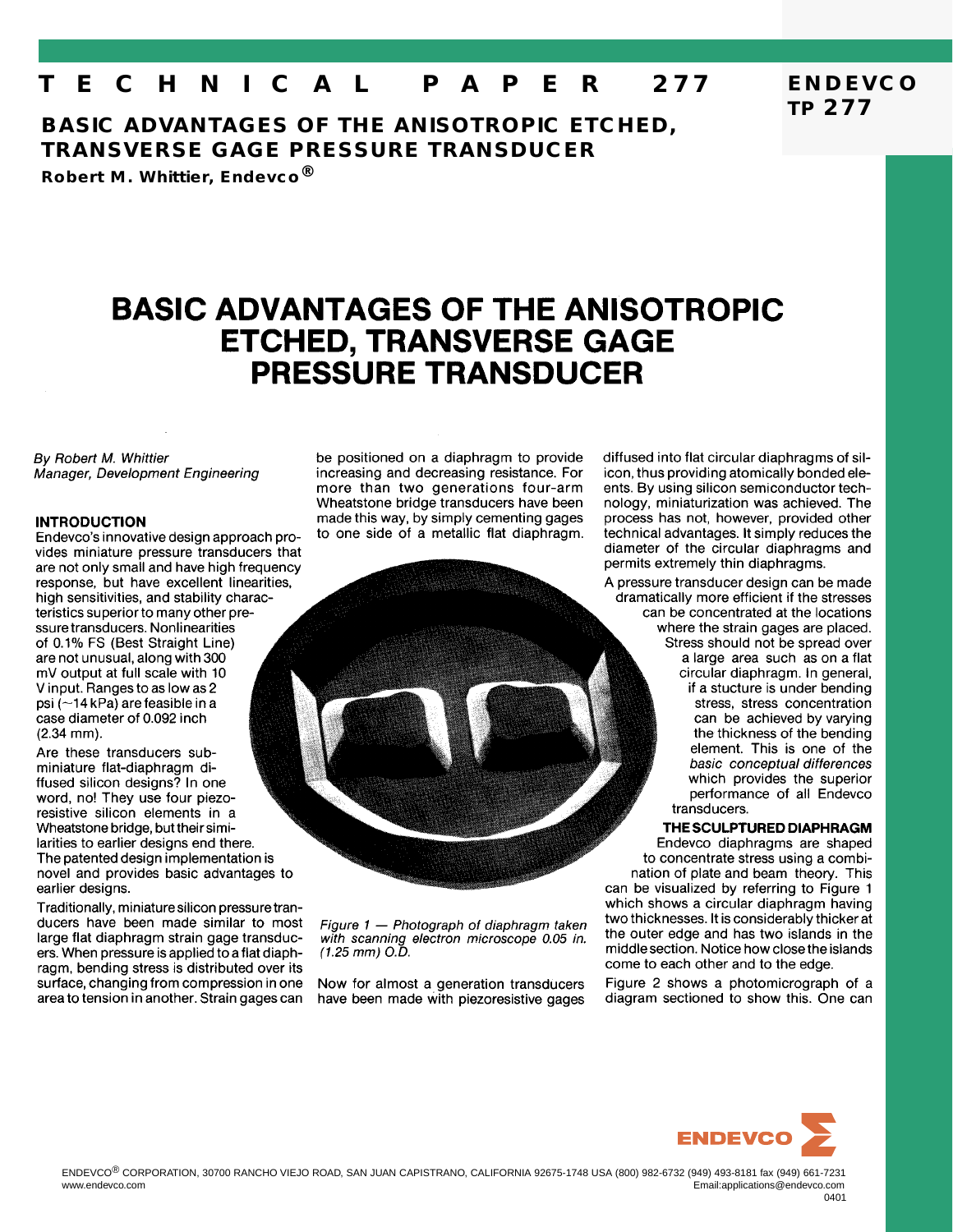# TECHNICAL PAPER 277

## BASIC ADVANTAGES OF THE ANISOTROPIC ETCHED, TRANSVERSE GAGE PRESSURE TRANSDUCER

**Robert M. Whittier, Endevco®**

# BASIC ADVANTAGES OF THE ANISOTROPIC ETCHED, TRANSVERSE GAGE PRESSURE TRANSDUCER

*By Robert M. Whittier*
*Manager, Development Engineering*

### INTRODUCTION

Endevco's innovative design approach provides miniature pressure transducers that are not only small and have high frequency response, but have excellent linearities, high sensitivities, and stability characteristics superior to many other pressure transducers. Nonlinearities of 0.1% FS (Best Straight Line) are not unusual, along with 300 mV output at full scale with 10 V input. Ranges to as low as 2 psi (~14 kPa) are feasible in a case diameter of 0.092 inch (2.34 mm).

Are these transducers subminiature flat-diaphragm diffused silicon designs? In one word, no! They use four piezoresistive silicon elements in a Wheatstone bridge, but their similarities to earlier designs end there. The patented design implementation is novel and provides basic advantages to earlier designs.

Traditionally, miniature silicon pressure transducers have been made similar to most large flat diaphragm strain gage transducers. When pressure is applied to a flat diaphragm, bending stress is distributed over its surface, changing from compression in one area to tension in another. Strain gages can be positioned on a diaphragm to provide increasing and decreasing resistance. For more than two generations four-arm Wheatstone bridge transducers have been made this way, by simply cementing gages to one side of a metallic flat diaphragm.

*Figure 1 — Photograph of diaphragm taken with scanning electron microscope 0.05 in. (1.25 mm) O.D.*

Now for almost a generation transducers have been made with piezoresistive gages diffused into flat circular diaphragms of silicon, thus providing atomically bonded elements. By using silicon semiconductor technology, miniaturization was achieved. The process has not, however, provided other technical advantages. It simply reduces the diameter of the circular diaphragms and permits extremely thin diaphragms.

A pressure transducer design can be made dramatically more efficient if the stresses can be concentrated at the locations where the strain gages are placed. Stress should not be spread over a large area such as on a flat circular diaphragm. In general, if a stucture is under bending stress, stress concentration can be achieved by varying the thickness of the bending element. This is one of the *basic conceptual differences* which provides the superior performance of all Endevco transducers.

### THE SCULPTURED DIAPHRAGM

Endevco diaphragms are shaped to concentrate stress using a combination of plate and beam theory. This can be visualized by referring to Figure 1 which shows a circular diaphragm having two thicknesses. It is considerably thicker at the outer edge and has two islands in the middle section. Notice how close the islands come to each other and to the edge.

Figure 2 shows a photomicrograph of a diagram sectioned to show this. One can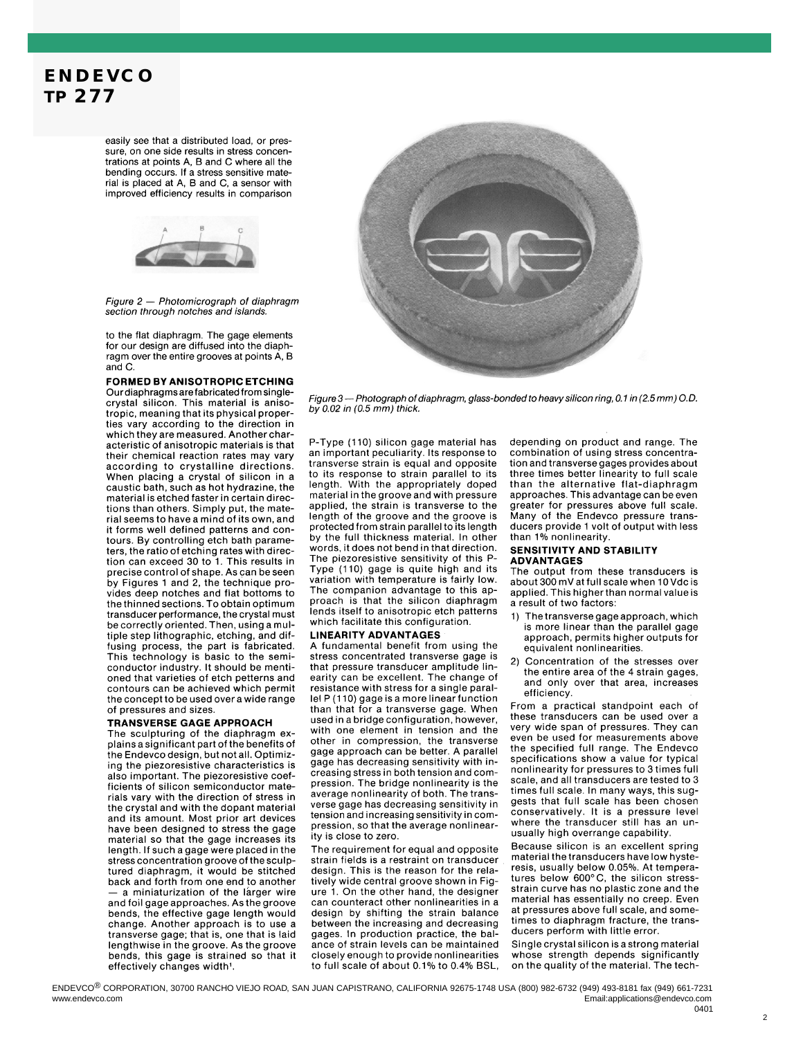easily see that a distributed load, or pressure, on one side results in stress concentrations at points A, B and C where all the bending occurs. If a stress sensitive material is placed at A, B and C, a sensor with improved efficiency results in comparison

*Figure 2 — Photomicrograph of diaphragm section through notches and islands.*

to the flat diaphragm. The gage elements for our design are diffused into the diaphragm over the entire grooves at points A, B and C.

**FORMED BY ANISOTROPIC ETCHING**

Our diaphragms are fabricated from single-crystal silicon. This material is anisotropic, meaning that its physical properties vary according to the direction in which they are measured. Another characteristic of anisotropic materials is that their chemical reaction rates may vary according to crystalline directions. When placing a crystal of silicon in a caustic bath, such as hot hydrazine, the material is etched faster in certain directions than others. Simply put, the material seems to have a mind of its own, and it forms well defined patterns and contours. By controlling etch bath parameters, the ratio of etching rates with direction can exceed 30 to 1. This results in precise control of shape. As can be seen by Figures 1 and 2, the technique provides deep notches and flat bottoms to the thinned sections. To obtain optimum transducer performance, the crystal must be correctly oriented. Then, using a multiple step lithographic, etching, and diffusing process, the part is fabricated. This technology is basic to the semiconductor industry. It should be mentioned that varieties of etch petterns and contours can be achieved which permit the concept to be used over a wide range of pressures and sizes.

*Figure 3 — Photograph of diaphragm, glass-bonded to heavy silicon ring, 0.1 in (2.5 mm) O.D. by 0.02 in (0.5 mm) thick.*

**TRANSVERSE GAGE APPROACH**

The sculpturing of the diaphragm explains a significant part of the benefits of the Endevco design, but not all. Optimizing the piezoresistive characteristics is also important. The piezoresistive coefficients of silicon semiconductor materials vary with the direction of stress in the crystal and with the dopant material and its amount. Most prior art devices have been designed to stress the gage material so that the gage increases its length. If such a gage were placed in the stress concentration groove of the sculptured diaphragm, it would be stitched back and forth from one end to another — a miniaturization of the larger wire and foil gage approaches. As the groove bends, the effective gage length would change. Another approach is to use a transverse gage; that is, one that is laid lengthwise in the groove. As the groove bends, this gage is strained so that it effectively changes width[1].

P-Type (110) silicon gage material has an important peculiarity. Its response to transverse strain is equal and opposite to its response to strain parallel to its length. With the appropriately doped material in the groove and with pressure applied, the strain is transverse to the length of the groove and the groove is protected from strain parallel to its length by the full thickness material. In other words, it does not bend in that direction. The piezoresistive sensitivity of this P-Type (110) gage is quite high and its variation with temperature is fairly low. The companion advantage to this approach is that the silicon diaphragm lends itself to anisotropic etch patterns which facilitate this configuration.

**LINEARITY ADVANTAGES**

A fundamental benefit from using the stress concentrated transverse gage is that pressure transducer amplitude linearity can be excellent. The change of resistance with stress for a single parallel P (110) gage is a more linear function than that for a transverse gage. When used in a bridge configuration, however, with one element in tension and the other in compression, the transverse gage approach can be better. A parallel gage has decreasing sensitivity with increasing stress in both tension and compression. The bridge nonlinearity is the average nonlinearity of both. The transverse gage has decreasing sensitivity in tension and increasing sensitivity in compression, so that the average nonlinearity is close to zero.

The requirement for equal and opposite strain fields is a restraint on transducer design. This is the reason for the relatively wide central groove shown in Figure 1. On the other hand, the designer can counteract other nonlinearities in a design by shifting the strain balance between the increasing and decreasing gages. In production practice, the balance of strain levels can be maintained closely enough to provide nonlinearities to full scale of about 0.1% to 0.4% BSL, depending on product and range. The combination of using stress concentration and transverse gages provides about three times better linearity to full scale than the alternative flat-diaphragm approaches. This advantage can be even greater for pressures above full scale. Many of the Endevco pressure transducers provide 1 volt of output with less than 1% nonlinearity.

**SENSITIVITY AND STABILITY ADVANTAGES**

The output from these transducers is about 300 mV at full scale when 10 Vdc is applied. This higher than normal value is a result of two factors:

1) The transverse gage approach, which is more linear than the parallel gage approach, permits higher outputs for equivalent nonlinearities.
2) Concentration of the stresses over the entire area of the 4 strain gages, and only over that area, increases efficiency.

From a practical standpoint each of these transducers can be used over a very wide span of pressures. They can even be used for measurements above the specified full range. The Endevco specifications show a value for typical nonlinearity for pressures to 3 times full scale, and all transducers are tested to 3 times full scale. In many ways, this suggests that full scale has been chosen conservatively. It is a pressure level where the transducer still has an unusually high overrange capability.

Because silicon is an excellent spring material the transducers have low hysteresis, usually below 0.05%. At temperatures below 600°C, the silicon stress-strain curve has no plastic zone and the material has essentially no creep. Even at pressures above full scale, and sometimes to diaphragm fracture, the transducers perform with little error.

Single crystal silicon is a strong material whose strength depends significantly on the quality of the material. The tech-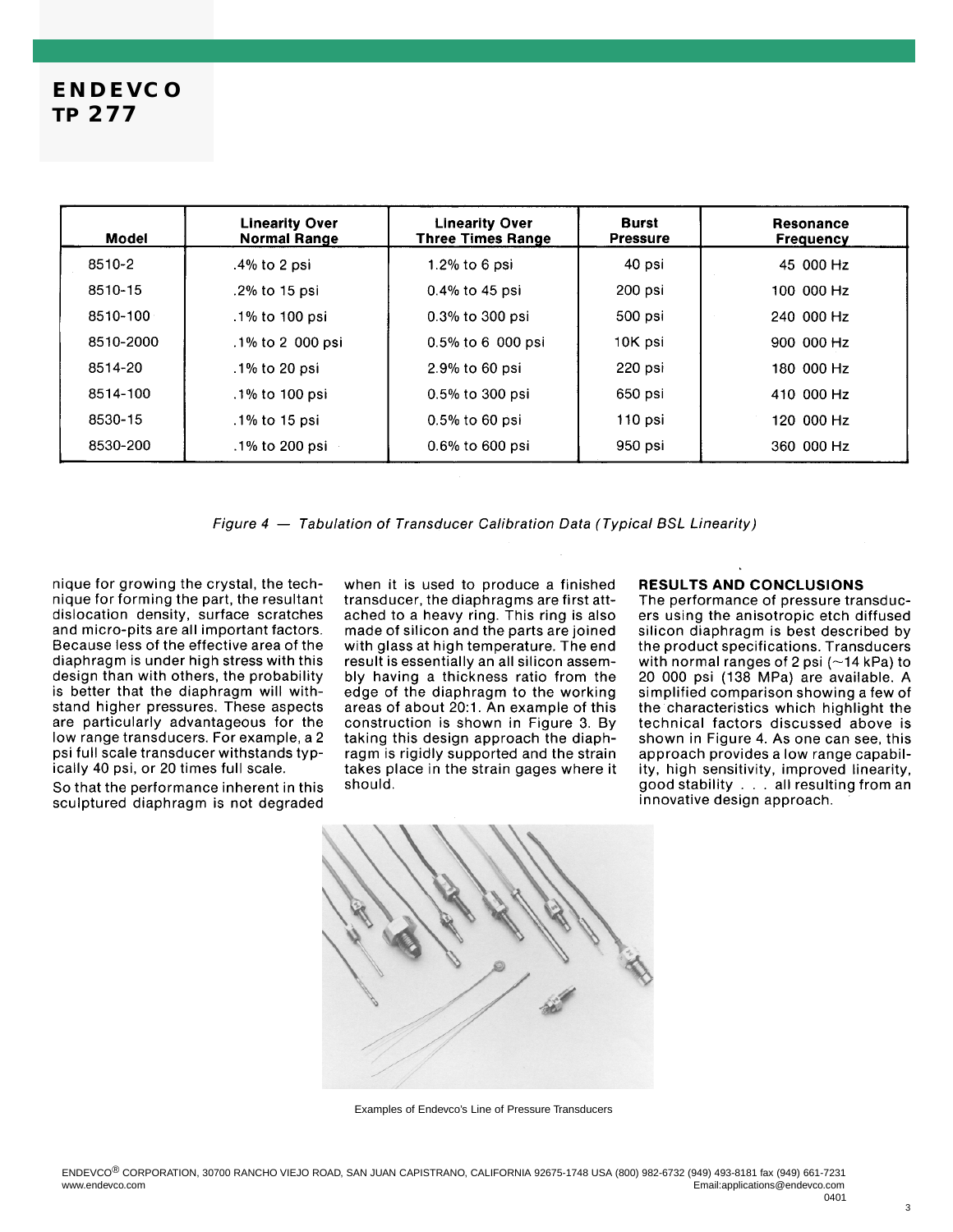| Model | Linearity Over Normal Range | Linearity Over Three Times Range | Burst Pressure | Resonance Frequency |
|---|---|---|---|---|
| 8510-2 | .4% to 2 psi | 1.2% to 6 psi | 40 psi | 45 000 Hz |
| 8510-15 | .2% to 15 psi | 0.4% to 45 psi | 200 psi | 100 000 Hz |
| 8510-100 | .1% to 100 psi | 0.3% to 300 psi | 500 psi | 240 000 Hz |
| 8510-2000 | .1% to 2 000 psi | 0.5% to 6 000 psi | 10K psi | 900 000 Hz |
| 8514-20 | .1% to 20 psi | 2.9% to 60 psi | 220 psi | 180 000 Hz |
| 8514-100 | .1% to 100 psi | 0.5% to 300 psi | 650 psi | 410 000 Hz |
| 8530-15 | .1% to 15 psi | 0.5% to 60 psi | 110 psi | 120 000 Hz |
| 8530-200 | .1% to 200 psi | 0.6% to 600 psi | 950 psi | 360 000 Hz |

*Figure 4 — Tabulation of Transducer Calibration Data (Typical BSL Linearity)*

nique for growing the crystal, the technique for forming the part, the resultant dislocation density, surface scratches and micro-pits are all important factors. Because less of the effective area of the diaphragm is under high stress with this design than with others, the probability is better that the diaphragm will withstand higher pressures. These aspects are particularly advantageous for the low range transducers. For example, a 2 psi full scale transducer withstands typically 40 psi, or 20 times full scale.

So that the performance inherent in this sculptured diaphragm is not degraded when it is used to produce a finished transducer, the diaphragms are first attached to a heavy ring. This ring is also made of silicon and the parts are joined with glass at high temperature. The end result is essentially an all silicon assembly having a thickness ratio from the edge of the diaphragm to the working areas of about 20:1. An example of this construction is shown in Figure 3. By taking this design approach the diaphragm is rigidly supported and the strain takes place in the strain gages where it should.

## RESULTS AND CONCLUSIONS

The performance of pressure transducers using the anisotropic etch diffused silicon diaphragm is best described by the product specifications. Transducers with normal ranges of 2 psi (~14 kPa) to 20 000 psi (138 MPa) are available. A simplified comparison showing a few of the characteristics which highlight the technical factors discussed above is shown in Figure 4. As one can see, this approach provides a low range capability, high sensitivity, improved linearity, good stability . . . all resulting from an innovative design approach.

Examples of Endevco's Line of Pressure Transducers

ENDEVCO® CORPORATION, 30700 RANCHO VIEJO ROAD, SAN JUAN CAPISTRANO, CALIFORNIA 92675-1748 USA (800) 982-6732 (949) 493-8181 fax (949) 661-7231
www.endevco.com Email:applications@endevco.com
0401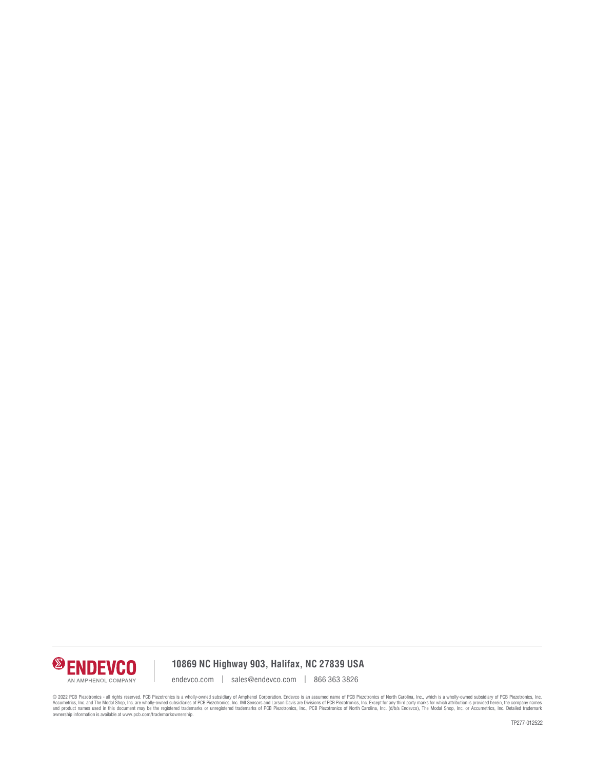ENDEVCO
AN AMPHENOL COMPANY

**10869 NC Highway 903, Halifax, NC 27839 USA**

endevco.com | sales@endevco.com | 866 363 3826

© 2022 PCB Piezotronics - all rights reserved. PCB Piezotronics is a wholly-owned subsidiary of Amphenol Corporation. Endevco is an assumed name of PCB Piezotronics of North Carolina, Inc., which is a wholly-owned subsidiary of PCB Piezotronics, Inc. Accumetrics, Inc. and The Modal Shop, Inc. are wholly-owned subsidiaries of PCB Piezotronics, Inc. IMI Sensors and Larson Davis are Divisions of PCB Piezotronics, Inc. Except for any third party marks for which attribution is provided herein, the company names and product names used in this document may be the registered trademarks or unregistered trademarks of PCB Piezotronics, Inc., PCB Piezotronics of North Carolina, Inc. (d/b/a Endevco), The Modal Shop, Inc. or Accumetrics, Inc. Detailed trademark ownership information is available at www.pcb.com/trademarkownership.

TP277-012522